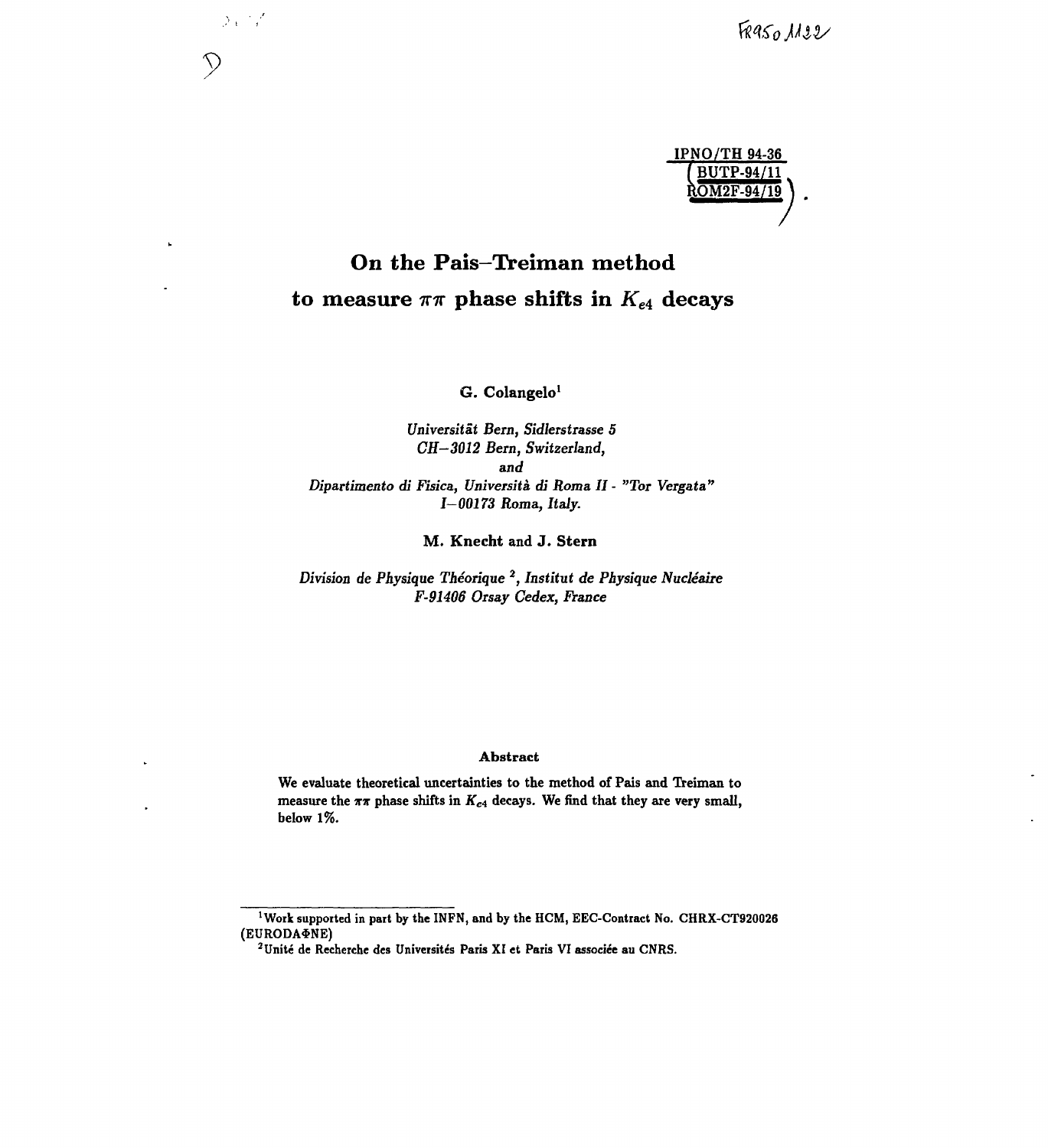FR9501122

IPNO/TH 94-36
BUTP-94/11
ROM2F-94/19

# On the Pais–Treiman method to measure $\pi\pi$ phase shifts in $K_{e4}$ decays

**G. Colangelo**[1]

*Universität Bern, Sidlerstrasse 5*
*CH–3012 Bern, Switzerland,*
*and*
*Dipartimento di Fisica, Università di Roma II - "Tor Vergata"*
*I–00173 Roma, Italy.*

**M. Knecht** and **J. Stern**

*Division de Physique Théorique* [2], *Institut de Physique Nucléaire*
*F-91406 Orsay Cedex, France*

**Abstract**

We evaluate theoretical uncertainties to the method of Pais and Treiman to measure the $\pi\pi$ phase shifts in $K_{e4}$ decays. We find that they are very small, below 1%.

---

[1] Work supported in part by the INFN, and by the HCM, EEC-Contract No. CHRX-CT920026 (EURODAΦNE)

[2] Unité de Recherche des Universités Paris XI et Paris VI associée au CNRS.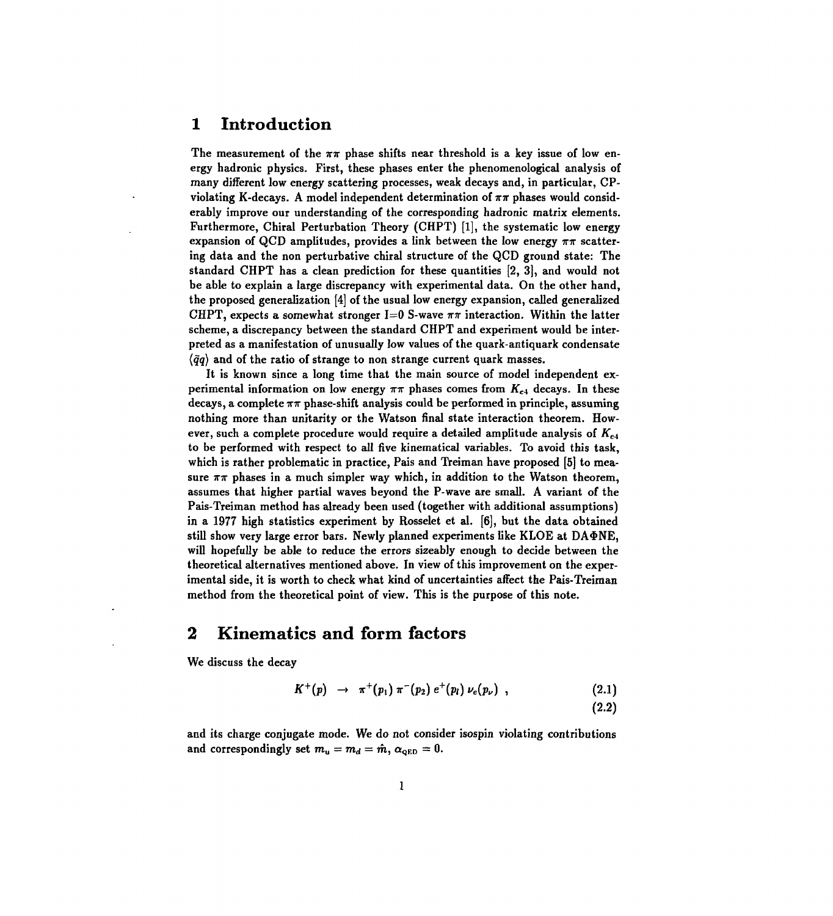# 1 Introduction

The measurement of the $\pi\pi$ phase shifts near threshold is a key issue of low energy hadronic physics. First, these phases enter the phenomenological analysis of many different low energy scattering processes, weak decays and, in particular, CP-violating K-decays. A model independent determination of $\pi\pi$ phases would considerably improve our understanding of the corresponding hadronic matrix elements. Furthermore, Chiral Perturbation Theory (CHPT) [1], the systematic low energy expansion of QCD amplitudes, provides a link between the low energy $\pi\pi$ scattering data and the non perturbative chiral structure of the QCD ground state: The standard CHPT has a clean prediction for these quantities [2, 3], and would not be able to explain a large discrepancy with experimental data. On the other hand, the proposed generalization [4] of the usual low energy expansion, called generalized CHPT, expects a somewhat stronger I=0 S-wave $\pi\pi$ interaction. Within the latter scheme, a discrepancy between the standard CHPT and experiment would be interpreted as a manifestation of unusually low values of the quark-antiquark condensate $\langle\bar{q}q\rangle$ and of the ratio of strange to non strange current quark masses.

It is known since a long time that the main source of model independent experimental information on low energy $\pi\pi$ phases comes from $K_{e4}$ decays. In these decays, a complete $\pi\pi$ phase-shift analysis could be performed in principle, assuming nothing more than unitarity or the Watson final state interaction theorem. However, such a complete procedure would require a detailed amplitude analysis of $K_{e4}$ to be performed with respect to all five kinematical variables. To avoid this task, which is rather problematic in practice, Pais and Treiman have proposed [5] to measure $\pi\pi$ phases in a much simpler way which, in addition to the Watson theorem, assumes that higher partial waves beyond the P-wave are small. A variant of the Pais-Treiman method has already been used (together with additional assumptions) in a 1977 high statistics experiment by Rosselet et al. [6], but the data obtained still show very large error bars. Newly planned experiments like KLOE at DA$\Phi$NE, will hopefully be able to reduce the errors sizeably enough to decide between the theoretical alternatives mentioned above. In view of this improvement on the experimental side, it is worth to check what kind of uncertainties affect the Pais-Treiman method from the theoretical point of view. This is the purpose of this note.

# 2 Kinematics and form factors

We discuss the decay

$$K^+(p) \rightarrow \pi^+(p_1)\,\pi^-(p_2)\,e^+(p_l)\,\nu_e(p_\nu)\ , \tag{2.1}$$

$$\tag{2.2}$$

and its charge conjugate mode. We do not consider isospin violating contributions and correspondingly set $m_u = m_d = \hat{m}$, $\alpha_{\rm QED} = 0$.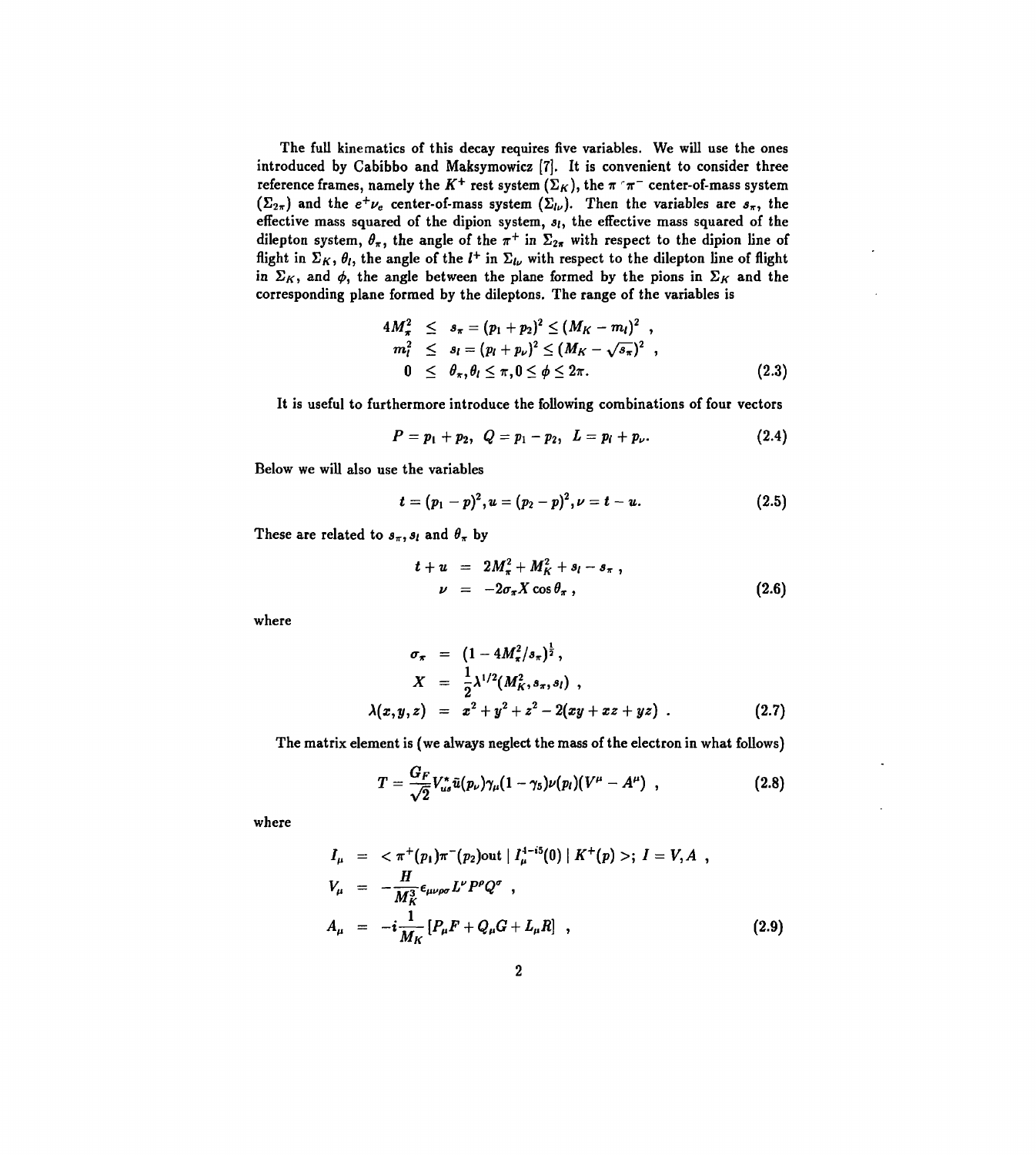The full kinematics of this decay requires five variables. We will use the ones introduced by Cabibbo and Maksymowicz [7]. It is convenient to consider three reference frames, namely the $K^+$ rest system ($\Sigma_K$), the $\pi^+\pi^-$ center-of-mass system ($\Sigma_{2\pi}$) and the $e^+\nu_e$ center-of-mass system ($\Sigma_{l\nu}$). Then the variables are $s_\pi$, the effective mass squared of the dipion system, $s_l$, the effective mass squared of the dilepton system, $\theta_\pi$, the angle of the $\pi^+$ in $\Sigma_{2\pi}$ with respect to the dipion line of flight in $\Sigma_K$, $\theta_l$, the angle of the $l^+$ in $\Sigma_{l\nu}$ with respect to the dilepton line of flight in $\Sigma_K$, and $\phi$, the angle between the plane formed by the pions in $\Sigma_K$ and the corresponding plane formed by the dileptons. The range of the variables is

$$
\begin{aligned}
4M_\pi^2 &\leq s_\pi = (p_1 + p_2)^2 \leq (M_K - m_l)^2 \ , \\
m_l^2 &\leq s_l = (p_l + p_\nu)^2 \leq (M_K - \sqrt{s_\pi})^2 \ , \\
0 &\leq \theta_\pi, \theta_l \leq \pi, 0 \leq \phi \leq 2\pi.
\end{aligned}
\tag{2.3}
$$

It is useful to furthermore introduce the following combinations of four vectors

$$
P = p_1 + p_2, \ \ Q = p_1 - p_2, \ \ L = p_l + p_\nu. \tag{2.4}
$$

Below we will also use the variables

$$
t = (p_1 - p)^2, u = (p_2 - p)^2, \nu = t - u. \tag{2.5}
$$

These are related to $s_\pi, s_l$ and $\theta_\pi$ by

$$
\begin{aligned}
t + u &= 2M_\pi^2 + M_K^2 + s_l - s_\pi \ , \\
\nu &= -2\sigma_\pi X \cos\theta_\pi \ ,
\end{aligned}
\tag{2.6}
$$

where

$$
\begin{aligned}
\sigma_\pi &= (1 - 4M_\pi^2/s_\pi)^{\frac{1}{2}} \ , \\
X &= \frac{1}{2}\lambda^{1/2}(M_K^2, s_\pi, s_l) \ , \\
\lambda(x,y,z) &= x^2 + y^2 + z^2 - 2(xy + xz + yz) \ .
\end{aligned}
\tag{2.7}
$$

The matrix element is (we always neglect the mass of the electron in what follows)

$$
T = \frac{G_F}{\sqrt{2}} V_{us}^* \bar{u}(p_\nu)\gamma_\mu(1 - \gamma_5)v(p_l)(V^\mu - A^\mu) \ , \tag{2.8}
$$

where

$$
\begin{aligned}
I_\mu &= \ <\pi^+(p_1)\pi^-(p_2)\text{out} \mid I_\mu^{4-i5}(0) \mid K^+(p)>; \ I = V, A \ , \\
V_\mu &= -\frac{H}{M_K^3}\epsilon_{\mu\nu\rho\sigma}L^\nu P^\rho Q^\sigma \ , \\
A_\mu &= -i\frac{1}{M_K}\left[P_\mu F + Q_\mu G + L_\mu R\right] \ ,
\end{aligned}
\tag{2.9}
$$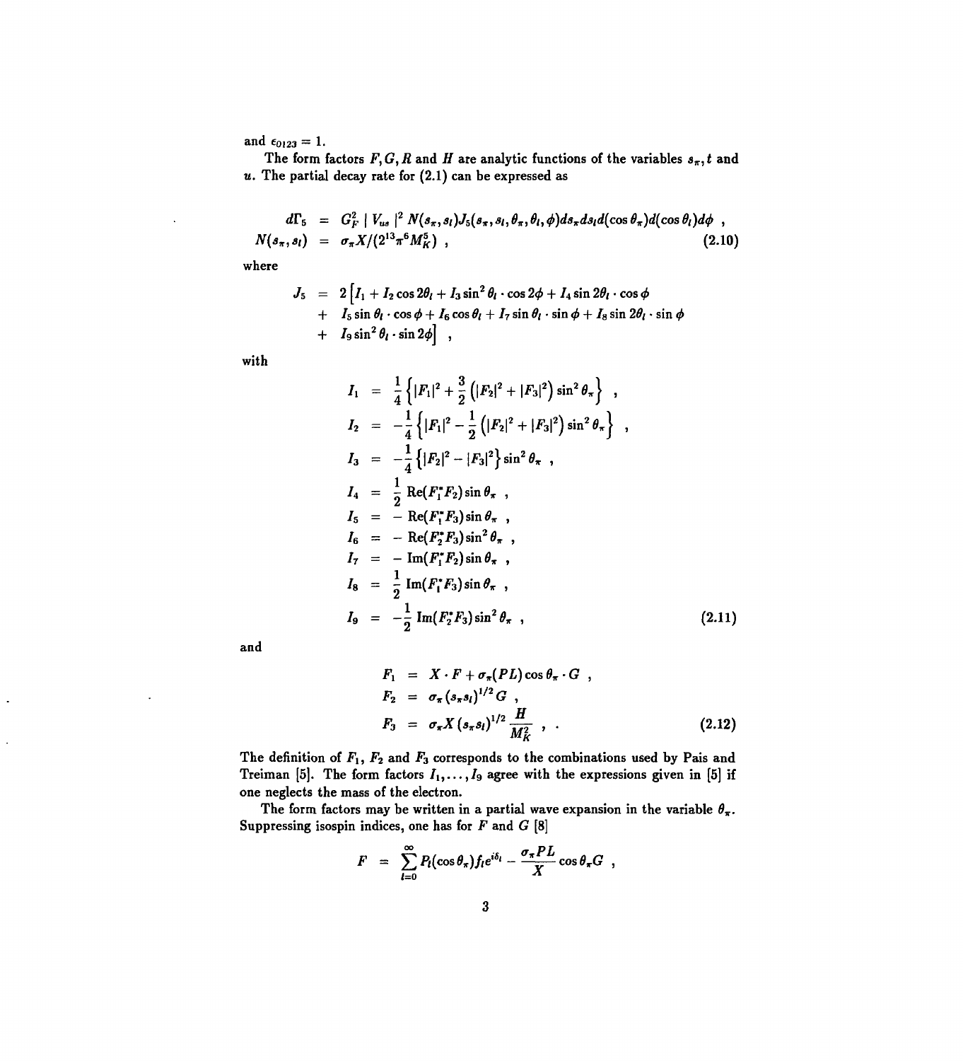and $\epsilon_{0123} = 1$.

The form factors $F, G, R$ and $H$ are analytic functions of the variables $s_\pi, t$ and $u$. The partial decay rate for (2.1) can be expressed as

$$
\begin{aligned}
d\Gamma_5 &= G_F^2 \mid V_{us} \mid^2 N(s_\pi, s_l) J_5(s_\pi, s_l, \theta_\pi, \theta_l, \phi) ds_\pi ds_l d(\cos\theta_\pi) d(\cos\theta_l) d\phi \ , \\
N(s_\pi, s_l) &= \sigma_\pi X / (2^{13} \pi^6 M_K^5) \ , \qquad (2.10)
\end{aligned}
$$

where

$$
\begin{aligned}
J_5 &= 2 \Big[ I_1 + I_2 \cos 2\theta_l + I_3 \sin^2\theta_l \cdot \cos 2\phi + I_4 \sin 2\theta_l \cdot \cos\phi \\
&+ I_5 \sin\theta_l \cdot \cos\phi + I_6 \cos\theta_l + I_7 \sin\theta_l \cdot \sin\phi + I_8 \sin 2\theta_l \cdot \sin\phi \\
&+ I_9 \sin^2\theta_l \cdot \sin 2\phi \Big] \ ,
\end{aligned}
$$

with

$$
\begin{aligned}
I_1 &= \frac{1}{4}\left\{ |F_1|^2 + \frac{3}{2}\left(|F_2|^2 + |F_3|^2\right)\sin^2\theta_\pi \right\} \ , \\
I_2 &= -\frac{1}{4}\left\{ |F_1|^2 - \frac{1}{2}\left(|F_2|^2 + |F_3|^2\right)\sin^2\theta_\pi \right\} \ , \\
I_3 &= -\frac{1}{4}\left\{ |F_2|^2 - |F_3|^2 \right\}\sin^2\theta_\pi \ , \\
I_4 &= \frac{1}{2}\,\mathrm{Re}(F_1^* F_2)\sin\theta_\pi \ , \\
I_5 &= -\,\mathrm{Re}(F_1^* F_3)\sin\theta_\pi \ , \\
I_6 &= -\,\mathrm{Re}(F_2^* F_3)\sin^2\theta_\pi \ , \\
I_7 &= -\,\mathrm{Im}(F_1^* F_2)\sin\theta_\pi \ , \\
I_8 &= \frac{1}{2}\,\mathrm{Im}(F_1^* F_3)\sin\theta_\pi \ , \\
I_9 &= -\frac{1}{2}\,\mathrm{Im}(F_2^* F_3)\sin^2\theta_\pi \ , \qquad (2.11)
\end{aligned}
$$

and

$$
\begin{aligned}
F_1 &= X \cdot F + \sigma_\pi (PL)\cos\theta_\pi \cdot G \ , \\
F_2 &= \sigma_\pi \left(s_\pi s_l\right)^{1/2} G \ , \\
F_3 &= \sigma_\pi X \left(s_\pi s_l\right)^{1/2} \frac{H}{M_K^2} \ , \ . \qquad (2.12)
\end{aligned}
$$

The definition of $F_1$, $F_2$ and $F_3$ corresponds to the combinations used by Pais and Treiman [5]. The form factors $I_1, \ldots, I_9$ agree with the expressions given in [5] if one neglects the mass of the electron.

The form factors may be written in a partial wave expansion in the variable $\theta_\pi$. Suppressing isospin indices, one has for $F$ and $G$ [8]

$$
F = \sum_{l=0}^{\infty} P_l(\cos\theta_\pi) f_l e^{i\delta_l} - \frac{\sigma_\pi PL}{X}\cos\theta_\pi G \ ,
$$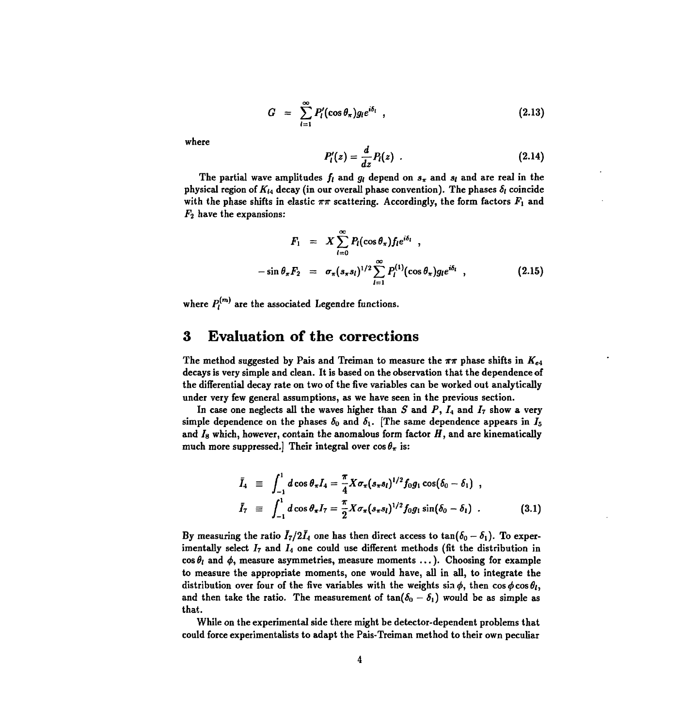$$G = \sum_{l=1}^{\infty} P_l'(\cos\theta_\pi) g_l e^{i\delta_l} \ , \tag{2.13}$$

where

$$P_l'(z) = \frac{d}{dz} P_l(z) \ . \tag{2.14}$$

The partial wave amplitudes $f_l$ and $g_l$ depend on $s_\pi$ and $s_l$ and are real in the physical region of $K_{l4}$ decay (in our overall phase convention). The phases $\delta_l$ coincide with the phase shifts in elastic $\pi\pi$ scattering. Accordingly, the form factors $F_1$ and $F_2$ have the expansions:

$$\begin{aligned} F_1 &= X \sum_{l=0}^{\infty} P_l(\cos\theta_\pi) f_l e^{i\delta_l} \ , \\ -\sin\theta_\pi F_2 &= \sigma_\pi (s_\pi s_l)^{1/2} \sum_{l=1}^{\infty} P_l^{(1)}(\cos\theta_\pi) g_l e^{i\delta_l} \ , \end{aligned} \tag{2.15}$$

where $P_l^{(m)}$ are the associated Legendre functions.

# 3 Evaluation of the corrections

The method suggested by Pais and Treiman to measure the $\pi\pi$ phase shifts in $K_{e4}$ decays is very simple and clean. It is based on the observation that the dependence of the differential decay rate on two of the five variables can be worked out analytically under very few general assumptions, as we have seen in the previous section.

In case one neglects all the waves higher than $S$ and $P$, $I_4$ and $I_7$ show a very simple dependence on the phases $\delta_0$ and $\delta_1$. [The same dependence appears in $I_5$ and $I_8$ which, however, contain the anomalous form factor $H$, and are kinematically much more suppressed.] Their integral over $\cos\theta_\pi$ is:

$$\begin{aligned} \bar{I}_4 &\equiv \int_{-1}^{1} d\cos\theta_\pi I_4 = \frac{\pi}{4} X \sigma_\pi (s_\pi s_l)^{1/2} f_0 g_1 \cos(\delta_0 - \delta_1) \ , \\ \bar{I}_7 &\equiv \int_{-1}^{1} d\cos\theta_\pi I_7 = \frac{\pi}{2} X \sigma_\pi (s_\pi s_l)^{1/2} f_0 g_1 \sin(\delta_0 - \delta_l) \ . \end{aligned} \tag{3.1}$$

By measuring the ratio $\bar{I}_7/2\bar{I}_4$ one has then direct access to $\tan(\delta_0 - \delta_1)$. To experimentally select $I_7$ and $I_4$ one could use different methods (fit the distribution in $\cos\theta_l$ and $\phi$, measure asymmetries, measure moments ...). Choosing for example to measure the appropriate moments, one would have, all in all, to integrate the distribution over four of the five variables with the weights $\sin\phi$, then $\cos\phi\cos\theta_l$, and then take the ratio. The measurement of $\tan(\delta_0 - \delta_1)$ would be as simple as that.

While on the experimental side there might be detector-dependent problems that could force experimentalists to adapt the Pais-Treiman method to their own peculiar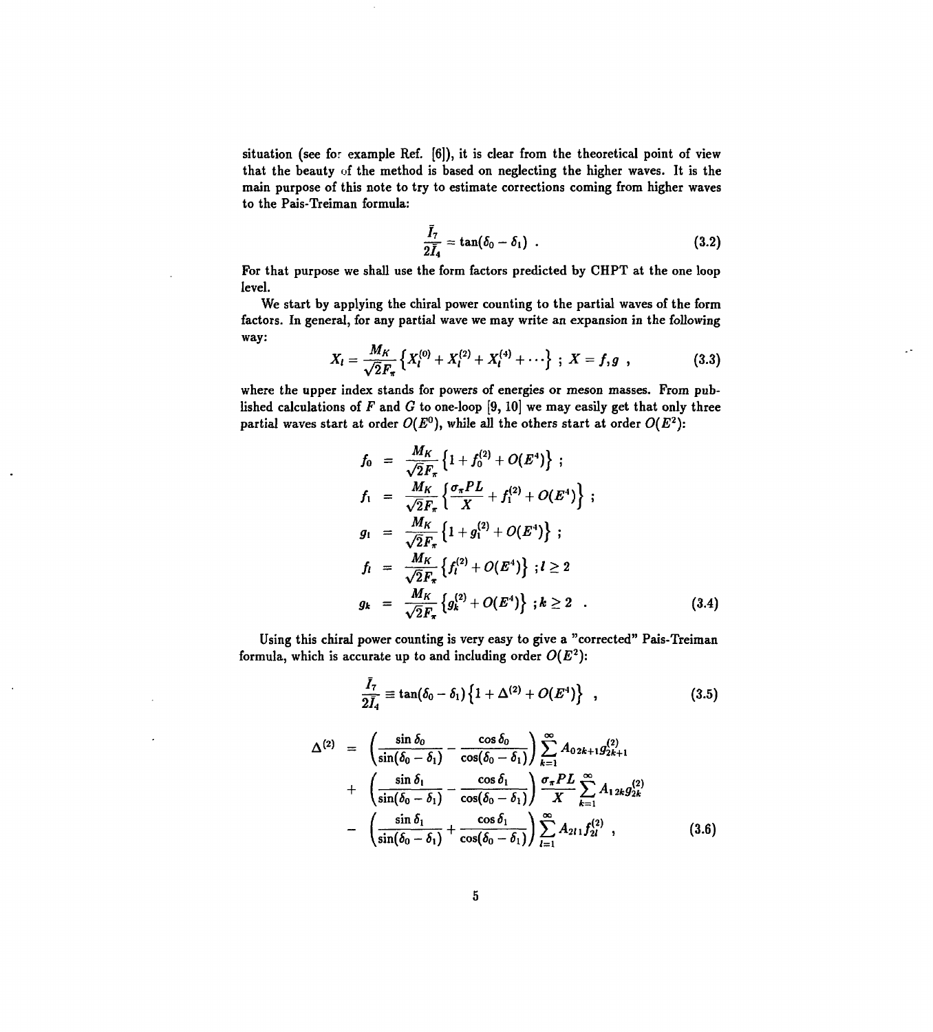situation (see for example Ref. [6]), it is clear from the theoretical point of view that the beauty of the method is based on neglecting the higher waves. It is the main purpose of this note to try to estimate corrections coming from higher waves to the Pais-Treiman formula:

$$\frac{\bar{I}_7}{2\bar{I}_4} = \tan(\delta_0 - \delta_1) \ . \tag{3.2}$$

For that purpose we shall use the form factors predicted by CHPT at the one loop level.

We start by applying the chiral power counting to the partial waves of the form factors. In general, for any partial wave we may write an expansion in the following way:

$$X_l = \frac{M_K}{\sqrt{2}F_\pi}\left\{X_l^{(0)} + X_l^{(2)} + X_l^{(4)} + \cdots\right\} \ ; \ X = f, g \ , \tag{3.3}$$

where the upper index stands for powers of energies or meson masses. From published calculations of $F$ and $G$ to one-loop [9, 10] we may easily get that only three partial waves start at order $O(E^0)$, while all the others start at order $O(E^2)$:

$$\begin{aligned}
f_0 &= \frac{M_K}{\sqrt{2}F_\pi}\left\{1 + f_0^{(2)} + O(E^4)\right\} \ ; \\
f_1 &= \frac{M_K}{\sqrt{2}F_\pi}\left\{\frac{\sigma_\pi PL}{X} + f_1^{(2)} + O(E^4)\right\} \ ; \\
g_1 &= \frac{M_K}{\sqrt{2}F_\pi}\left\{1 + g_1^{(2)} + O(E^4)\right\} \ ; \\
f_l &= \frac{M_K}{\sqrt{2}F_\pi}\left\{f_l^{(2)} + O(E^4)\right\} \ ; l \geq 2 \\
g_k &= \frac{M_K}{\sqrt{2}F_\pi}\left\{g_k^{(2)} + O(E^4)\right\} \ ; k \geq 2 \ .
\end{aligned} \tag{3.4}$$

Using this chiral power counting is very easy to give a "corrected" Pais-Treiman formula, which is accurate up to and including order $O(E^2)$:

$$\frac{\bar{I}_7}{2\bar{I}_4} \equiv \tan(\delta_0 - \delta_1)\left\{1 + \Delta^{(2)} + O(E^4)\right\} \ , \tag{3.5}$$

$$\begin{aligned}
\Delta^{(2)} &= \left(\frac{\sin\delta_0}{\sin(\delta_0 - \delta_1)} - \frac{\cos\delta_0}{\cos(\delta_0 - \delta_1)}\right)\sum_{k=1}^{\infty} A_{0\,2k+1}g_{2k+1}^{(2)} \\
&+ \left(\frac{\sin\delta_1}{\sin(\delta_0 - \delta_1)} - \frac{\cos\delta_1}{\cos(\delta_0 - \delta_1)}\right)\frac{\sigma_\pi PL}{X}\sum_{k=1}^{\infty} A_{1\,2k}g_{2k}^{(2)} \\
&- \left(\frac{\sin\delta_1}{\sin(\delta_0 - \delta_1)} + \frac{\cos\delta_1}{\cos(\delta_0 - \delta_1)}\right)\sum_{l=1}^{\infty} A_{2l\,1}f_{2l}^{(2)} \ ,
\end{aligned} \tag{3.6}$$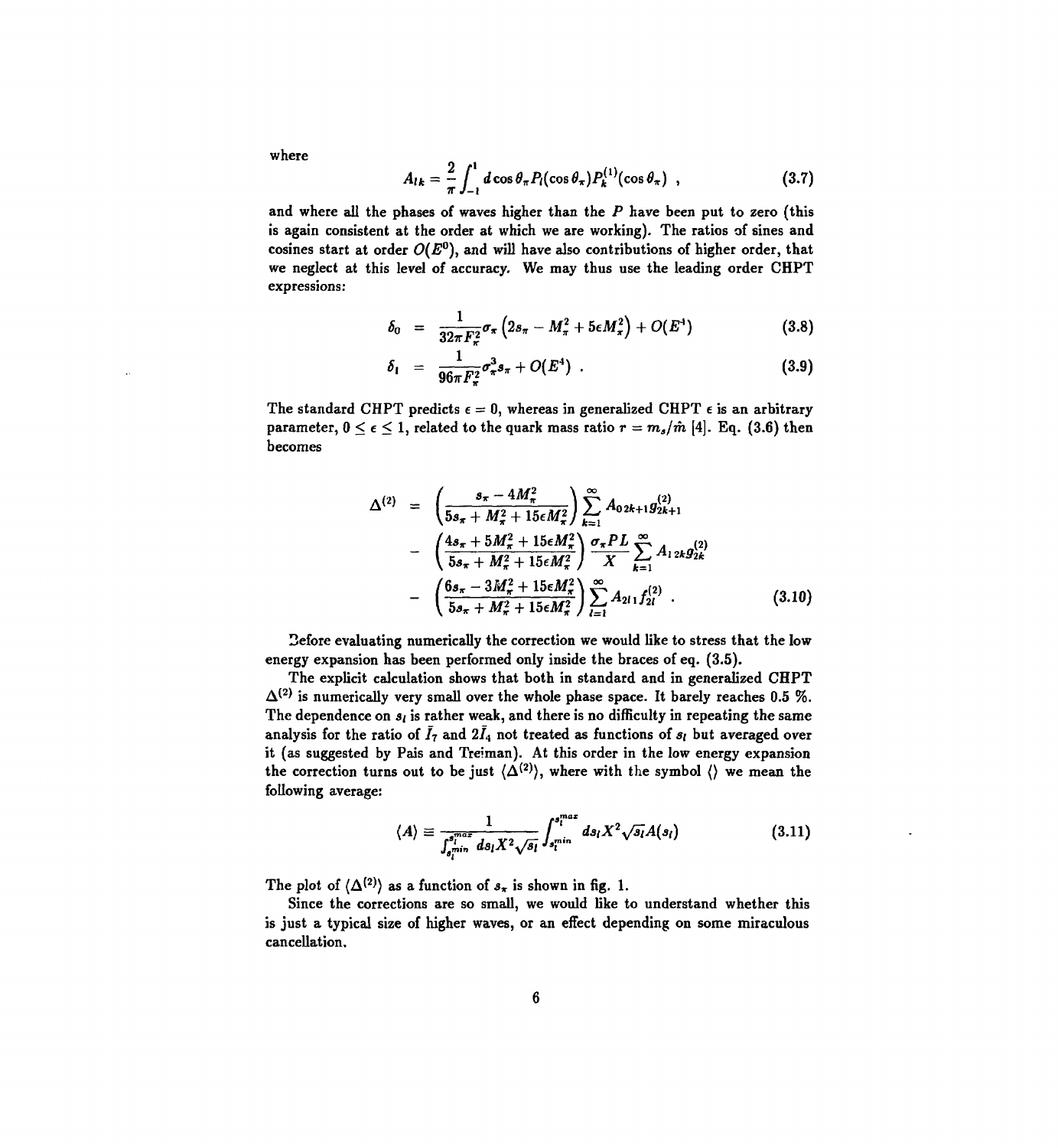where

$$A_{lk} = \frac{2}{\pi} \int_{-1}^{1} d\cos\theta_\pi P_l(\cos\theta_\pi) P_k^{(1)}(\cos\theta_\pi) \ , \tag{3.7}$$

and where all the phases of waves higher than the $P$ have been put to zero (this is again consistent at the order at which we are working). The ratios of sines and cosines start at order $O(E^0)$, and will have also contributions of higher order, that we neglect at this level of accuracy. We may thus use the leading order CHPT expressions:

$$\begin{aligned}
\delta_0 &= \frac{1}{32\pi F_\pi^2}\sigma_\pi \left(2s_\pi - M_\pi^2 + 5\epsilon M_\pi^2\right) + O(E^4) & (3.8)\\
\delta_1 &= \frac{1}{96\pi F_\pi^2}\sigma_\pi^3 s_\pi + O(E^4) \ . & (3.9)
\end{aligned}$$

The standard CHPT predicts $\epsilon = 0$, whereas in generalized CHPT $\epsilon$ is an arbitrary parameter, $0 \leq \epsilon \leq 1$, related to the quark mass ratio $r = m_s/\hat{m}$ [4]. Eq. (3.6) then becomes

$$\begin{aligned}
\Delta^{(2)} &= \left(\frac{s_\pi - 4M_\pi^2}{5s_\pi + M_\pi^2 + 15\epsilon M_\pi^2}\right) \sum_{k=1}^{\infty} A_{0\,2k+1} g_{2k+1}^{(2)} \\
&- \left(\frac{4s_\pi + 5M_\pi^2 + 15\epsilon M_\pi^2}{5s_\pi + M_\pi^2 + 15\epsilon M_\pi^2}\right) \frac{\sigma_\pi P L}{X} \sum_{k=1}^{\infty} A_{1\,2k} g_{2k}^{(2)} \\
&- \left(\frac{6s_\pi - 3M_\pi^2 + 15\epsilon M_\pi^2}{5s_\pi + M_\pi^2 + 15\epsilon M_\pi^2}\right) \sum_{l=1}^{\infty} A_{2l\,1} f_{2l}^{(2)} \ . \qquad (3.10)
\end{aligned}$$

Before evaluating numerically the correction we would like to stress that the low energy expansion has been performed only inside the braces of eq. (3.5).

The explicit calculation shows that both in standard and in generalized CHPT $\Delta^{(2)}$ is numerically very small over the whole phase space. It barely reaches 0.5 %. The dependence on $s_l$ is rather weak, and there is no difficulty in repeating the same analysis for the ratio of $\bar{I}_7$ and $2\bar{I}_4$ not treated as functions of $s_l$ but averaged over it (as suggested by Pais and Treiman). At this order in the low energy expansion the correction turns out to be just $\langle \Delta^{(2)} \rangle$, where with the symbol $\langle\rangle$ we mean the following average:

$$\langle A \rangle \equiv \frac{1}{\int_{s_l^{min}}^{s_l^{max}} ds_l X^2 \sqrt{s_l}} \int_{s_l^{min}}^{s_l^{max}} ds_l X^2 \sqrt{s_l} A(s_l) \tag{3.11}$$

The plot of $\langle \Delta^{(2)} \rangle$ as a function of $s_\pi$ is shown in fig. 1.

Since the corrections are so small, we would like to understand whether this is just a typical size of higher waves, or an effect depending on some miraculous cancellation.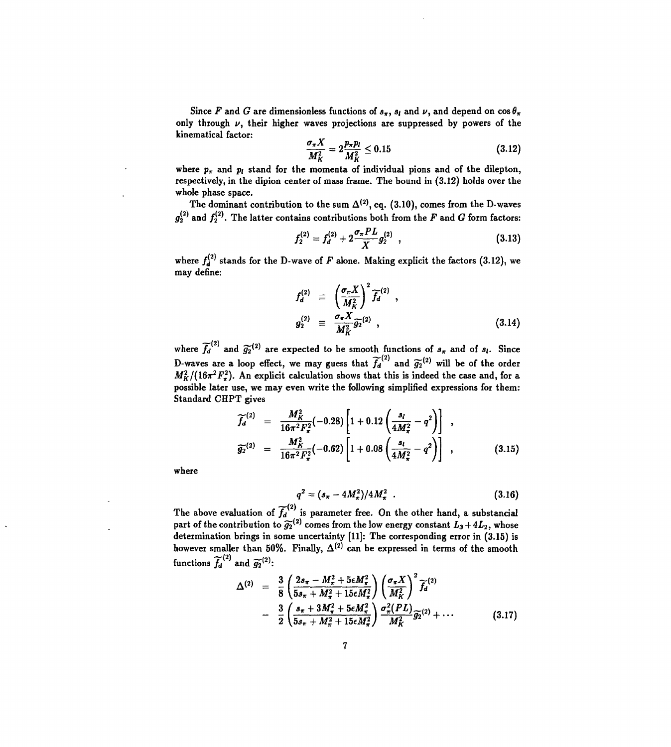Since $F$ and $G$ are dimensionless functions of $s_\pi$, $s_l$ and $\nu$, and depend on $\cos\theta_\pi$ only through $\nu$, their higher waves projections are suppressed by powers of the kinematical factor:

$$\frac{\sigma_\pi X}{M_K^2} = 2\frac{p_\pi p_l}{M_K^2} \leq 0.15 \tag{3.12}$$

where $p_\pi$ and $p_l$ stand for the momenta of individual pions and of the dilepton, respectively, in the dipion center of mass frame. The bound in (3.12) holds over the whole phase space.

The dominant contribution to the sum $\Delta^{(2)}$, eq. (3.10), comes from the D-waves $g_2^{(2)}$ and $f_2^{(2)}$. The latter contains contributions both from the $F$ and $G$ form factors:

$$f_2^{(2)} = f_d^{(2)} + 2\frac{\sigma_\pi PL}{X} g_2^{(2)} \ , \tag{3.13}$$

where $f_d^{(2)}$ stands for the D-wave of $F$ alone. Making explicit the factors (3.12), we may define:

$$\begin{aligned} f_d^{(2)} &\equiv \left(\frac{\sigma_\pi X}{M_K^2}\right)^2 \widetilde{f_d}^{(2)} \ , \\ g_2^{(2)} &\equiv \frac{\sigma_\pi X}{M_K^2} \widetilde{g_2}^{(2)} \ , \end{aligned} \tag{3.14}$$

where $\widetilde{f_d}^{(2)}$ and $\widetilde{g_2}^{(2)}$ are expected to be smooth functions of $s_\pi$ and of $s_l$. Since D-waves are a loop effect, we may guess that $\widetilde{f_d}^{(2)}$ and $\widetilde{g_2}^{(2)}$ will be of the order $M_K^2/(16\pi^2 F_\pi^2)$. An explicit calculation shows that this is indeed the case and, for a possible later use, we may even write the following simplified expressions for them: Standard CHPT gives

$$\begin{aligned} \widetilde{f_d}^{(2)} &= \frac{M_K^2}{16\pi^2 F_\pi^2}(-0.28)\left[1 + 0.12\left(\frac{s_l}{4M_\pi^2} - q^2\right)\right] \ , \\ \widetilde{g_2}^{(2)} &= \frac{M_K^2}{16\pi^2 F_\pi^2}(-0.62)\left[1 + 0.08\left(\frac{s_l}{4M_\pi^2} - q^2\right)\right] \ , \end{aligned} \tag{3.15}$$

where

$$q^2 = (s_\pi - 4M_\pi^2)/4M_\pi^2 \ . \tag{3.16}$$

The above evaluation of $\widetilde{f_d}^{(2)}$ is parameter free. On the other hand, a substancial part of the contribution to $\widetilde{g_2}^{(2)}$ comes from the low energy constant $L_3 + 4L_2$, whose determination brings in some uncertainty [11]: The corresponding error in (3.15) is however smaller than 50%. Finally, $\Delta^{(2)}$ can be expressed in terms of the smooth functions $\widetilde{f_d}^{(2)}$ and $\widetilde{g_2}^{(2)}$:

$$\begin{aligned} \Delta^{(2)} &= \frac{3}{8}\left(\frac{2s_\pi - M_\pi^2 + 5\epsilon M_\pi^2}{5s_\pi + M_\pi^2 + 15\epsilon M_\pi^2}\right)\left(\frac{\sigma_\pi X}{M_K^2}\right)^2 \widetilde{f_d}^{(2)} \\ &- \frac{3}{2}\left(\frac{s_\pi + 3M_\pi^2 + 5\epsilon M_\pi^2}{5s_\pi + M_\pi^2 + 15\epsilon M_\pi^2}\right)\frac{\sigma_\pi^2 (PL)}{M_K^2}\widetilde{g_2}^{(2)} + \cdots \end{aligned} \tag{3.17}$$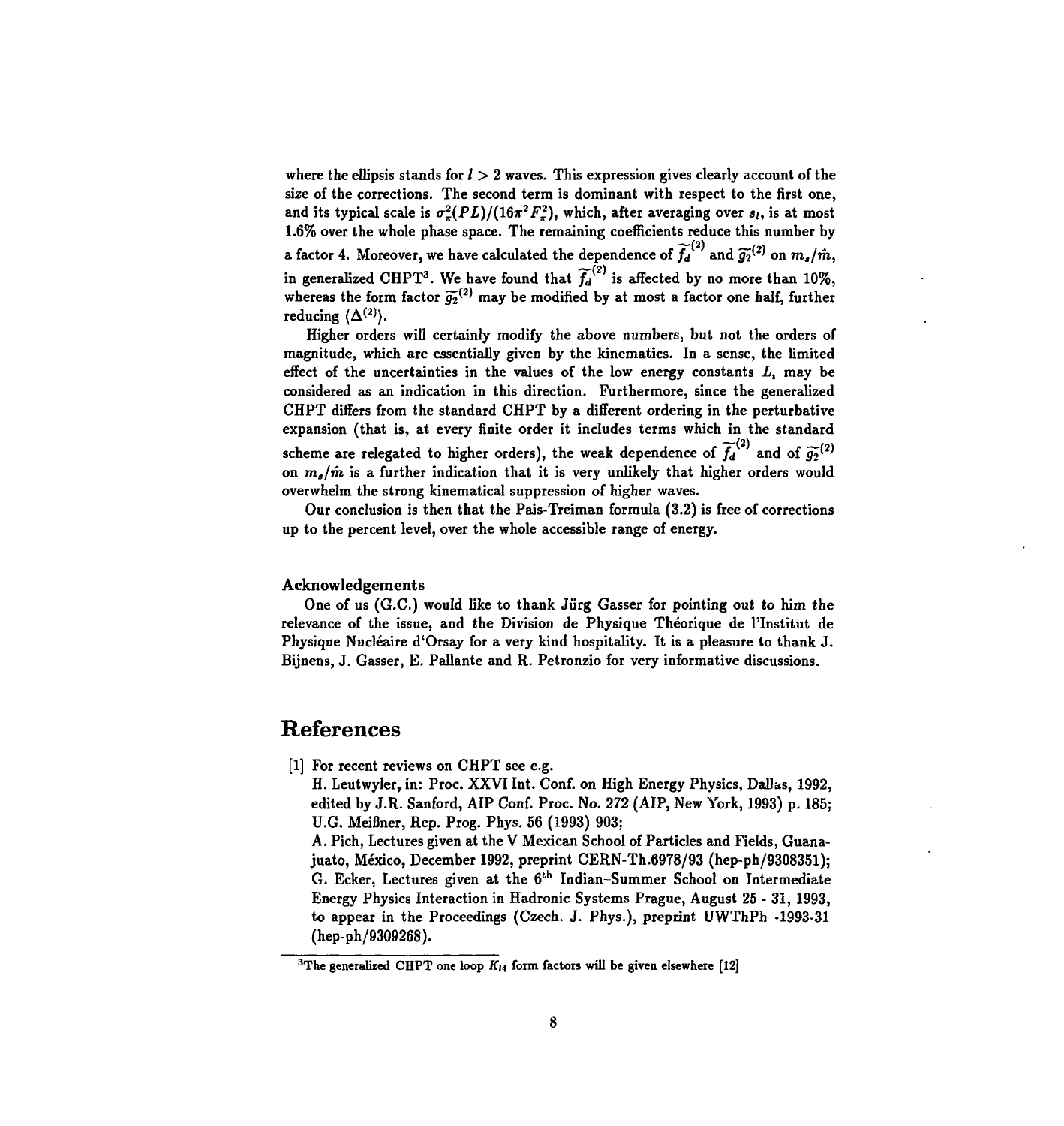where the ellipsis stands for $l > 2$ waves. This expression gives clearly account of the size of the corrections. The second term is dominant with respect to the first one, and its typical scale is $\sigma_\pi^2(PL)/(16\pi^2 F_\pi^2)$, which, after averaging over $s_l$, is at most 1.6% over the whole phase space. The remaining coefficients reduce this number by a factor 4. Moreover, we have calculated the dependence of $\widetilde{f_d}^{(2)}$ and $\widetilde{g_2}^{(2)}$ on $m_s/\hat{m}$, in generalized CHPT[3]. We have found that $\widetilde{f_d}^{(2)}$ is affected by no more than 10%, whereas the form factor $\widetilde{g_2}^{(2)}$ may be modified by at most a factor one half, further reducing $\langle\Delta^{(2)}\rangle$.

Higher orders will certainly modify the above numbers, but not the orders of magnitude, which are essentially given by the kinematics. In a sense, the limited effect of the uncertainties in the values of the low energy constants $L_i$ may be considered as an indication in this direction. Furthermore, since the generalized CHPT differs from the standard CHPT by a different ordering in the perturbative expansion (that is, at every finite order it includes terms which in the standard scheme are relegated to higher orders), the weak dependence of $\widetilde{f_d}^{(2)}$ and of $\widetilde{g_2}^{(2)}$ on $m_s/\hat{m}$ is a further indication that it is very unlikely that higher orders would overwhelm the strong kinematical suppression of higher waves.

Our conclusion is then that the Pais-Treiman formula (3.2) is free of corrections up to the percent level, over the whole accessible range of energy.

#### Acknowledgements

One of us (G.C.) would like to thank Jürg Gasser for pointing out to him the relevance of the issue, and the Division de Physique Théorique de l'Institut de Physique Nucléaire d'Orsay for a very kind hospitality. It is a pleasure to thank J. Bijnens, J. Gasser, E. Pallante and R. Petronzio for very informative discussions.

# References

[1] For recent reviews on CHPT see e.g.
H. Leutwyler, in: Proc. XXVI Int. Conf. on High Energy Physics, Dallas, 1992, edited by J.R. Sanford, AIP Conf. Proc. No. 272 (AIP, New York, 1993) p. 185;
U.G. Meißner, Rep. Prog. Phys. 56 (1993) 903;
A. Pich, Lectures given at the V Mexican School of Particles and Fields, Guanajuato, México, December 1992, preprint CERN-Th.6978/93 (hep-ph/9308351);
G. Ecker, Lectures given at the 6$^{th}$ Indian-Summer School on Intermediate Energy Physics Interaction in Hadronic Systems Prague, August 25 - 31, 1993, to appear in the Proceedings (Czech. J. Phys.), preprint UWThPh -1993-31 (hep-ph/9309268).

[3] The generalized CHPT one loop $K_{l4}$ form factors will be given elsewhere [12]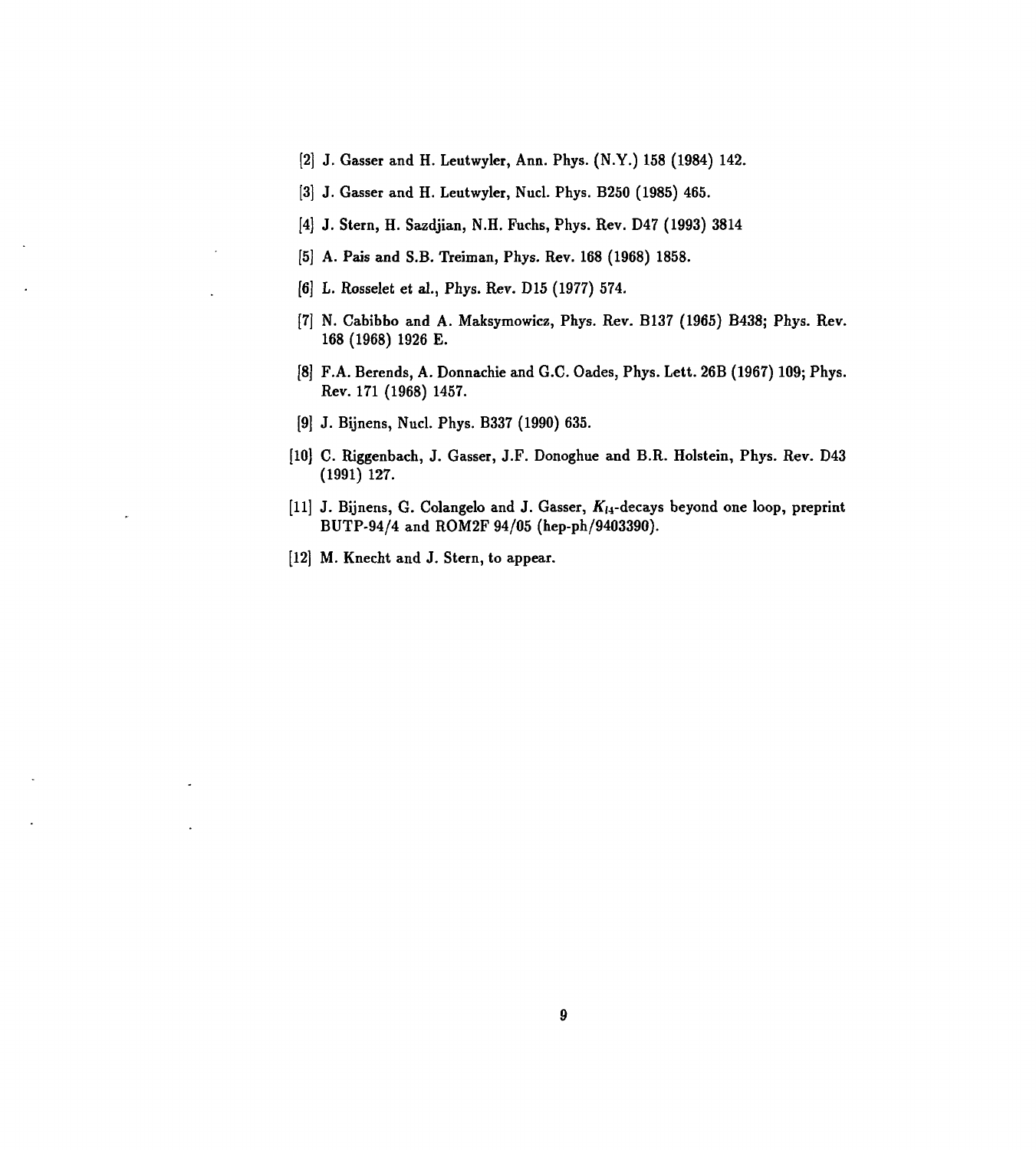[2] J. Gasser and H. Leutwyler, Ann. Phys. (N.Y.) 158 (1984) 142.

[3] J. Gasser and H. Leutwyler, Nucl. Phys. B250 (1985) 465.

[4] J. Stern, H. Sazdjian, N.H. Fuchs, Phys. Rev. D47 (1993) 3814

[5] A. Pais and S.B. Treiman, Phys. Rev. 168 (1968) 1858.

[6] L. Rosselet et al., Phys. Rev. D15 (1977) 574.

[7] N. Cabibbo and A. Maksymowicz, Phys. Rev. B137 (1965) B438; Phys. Rev. 168 (1968) 1926 E.

[8] F.A. Berends, A. Donnachie and G.C. Oades, Phys. Lett. 26B (1967) 109; Phys. Rev. 171 (1968) 1457.

[9] J. Bijnens, Nucl. Phys. B337 (1990) 635.

[10] C. Riggenbach, J. Gasser, J.F. Donoghue and B.R. Holstein, Phys. Rev. D43 (1991) 127.

[11] J. Bijnens, G. Colangelo and J. Gasser, $K_{l4}$-decays beyond one loop, preprint BUTP-94/4 and ROM2F 94/05 (hep-ph/9403390).

[12] M. Knecht and J. Stern, to appear.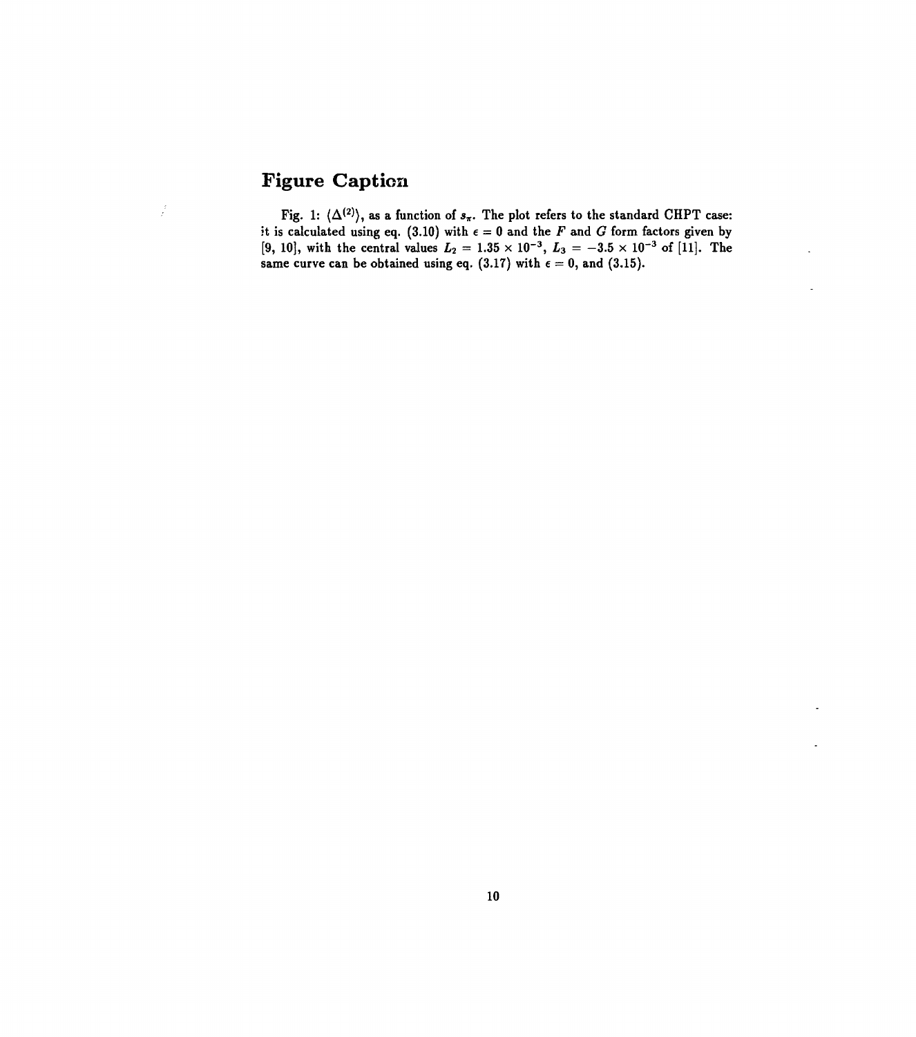## Figure Caption

Fig. 1: $\langle\Delta^{(2)}\rangle$, as a function of $s_\pi$. The plot refers to the standard CHPT case: it is calculated using eq. (3.10) with $\epsilon = 0$ and the $F$ and $G$ form factors given by [9, 10], with the central values $L_2 = 1.35 \times 10^{-3}$, $L_3 = -3.5 \times 10^{-3}$ of [11]. The same curve can be obtained using eq. (3.17) with $\epsilon = 0$, and (3.15).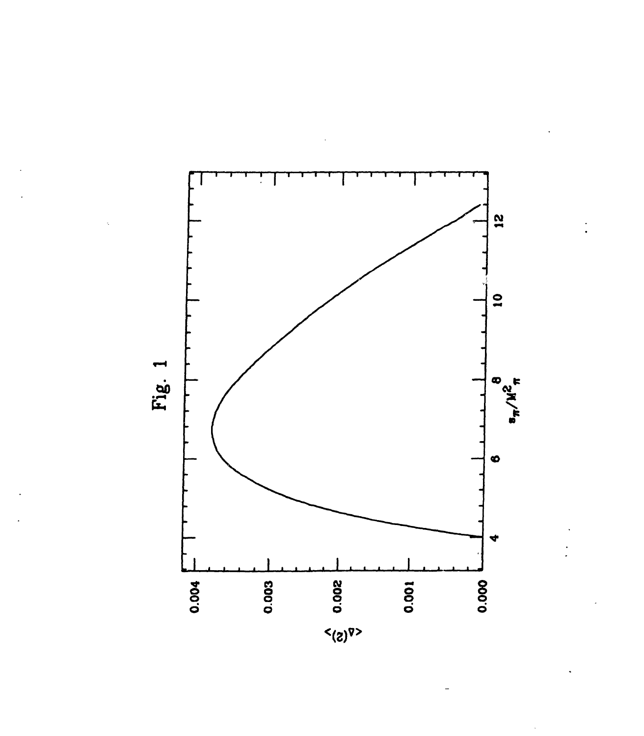Fig. 1

0.004

0.003

0.002

0.001

0.000

$\langle \Delta^{(2)} \rangle$

4

6

8

10

12

$s_\pi/M_\pi^2$